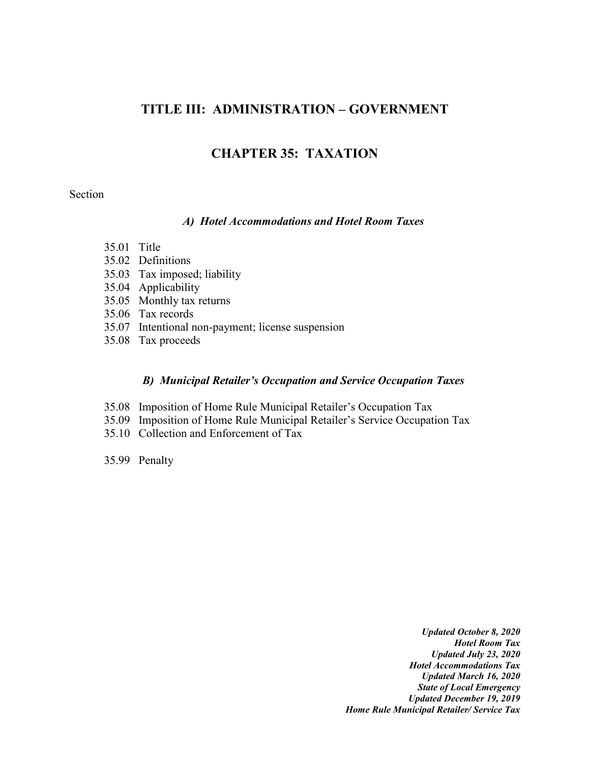# TITLE III: ADMINISTRATION – GOVERNMENT

## CHAPTER 35: TAXATION

Section

### *A) Hotel Accommodations and Hotel Room Taxes*

35.01 Title
35.02 Definitions
35.03 Tax imposed; liability
35.04 Applicability
35.05 Monthly tax returns
35.06 Tax records
35.07 Intentional non-payment; license suspension
35.08 Tax proceeds

### *B) Municipal Retailer's Occupation and Service Occupation Taxes*

35.08 Imposition of Home Rule Municipal Retailer's Occupation Tax
35.09 Imposition of Home Rule Municipal Retailer's Service Occupation Tax
35.10 Collection and Enforcement of Tax

35.99 Penalty

***Updated October 8, 2020***
***Hotel Room Tax***
***Updated July 23, 2020***
***Hotel Accommodations Tax***
***Updated March 16, 2020***
***State of Local Emergency***
***Updated December 19, 2019***
***Home Rule Municipal Retailer/ Service Tax***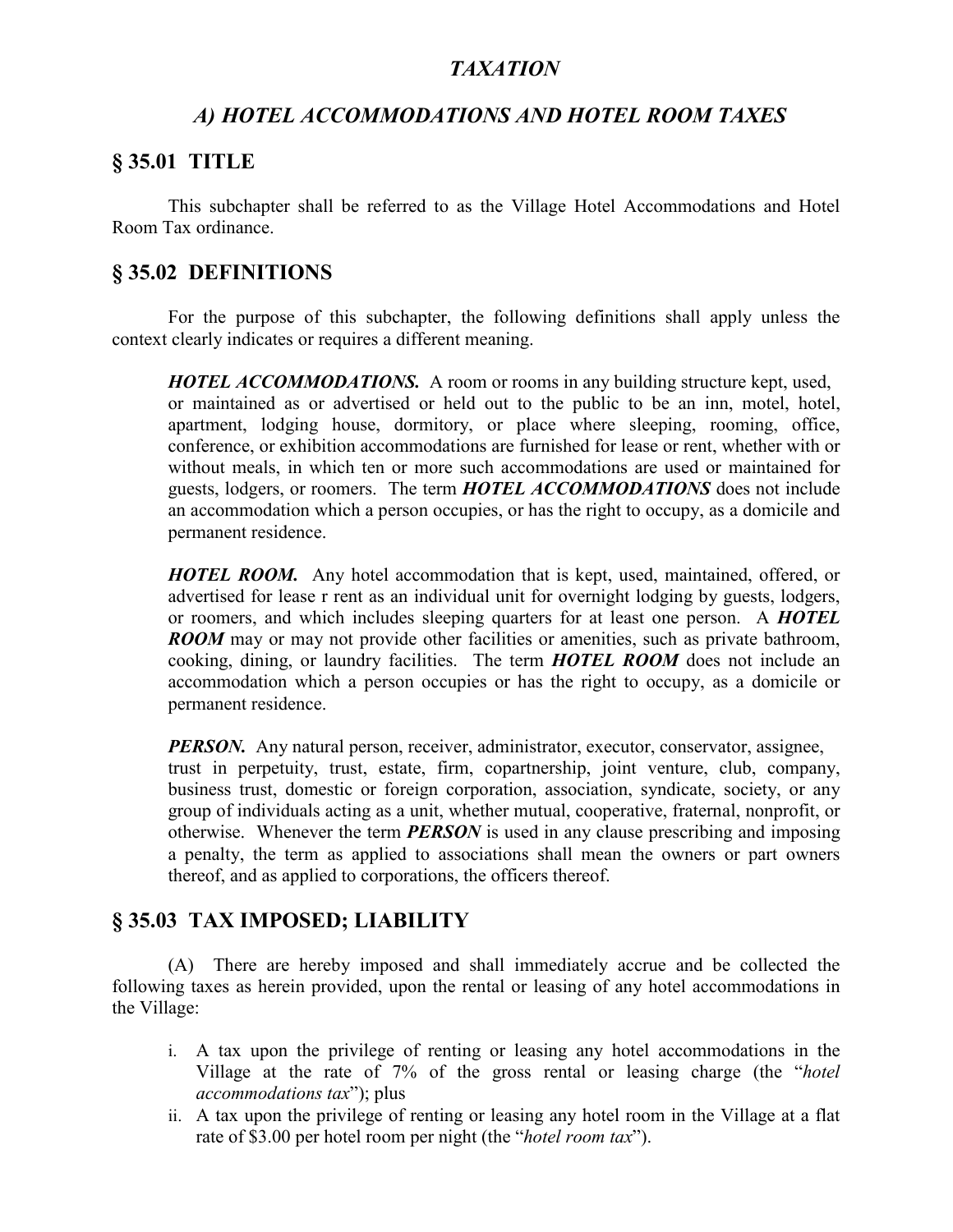# *TAXATION*

## *A) HOTEL ACCOMMODATIONS AND HOTEL ROOM TAXES*

## § 35.01 TITLE

This subchapter shall be referred to as the Village Hotel Accommodations and Hotel Room Tax ordinance.

## § 35.02 DEFINITIONS

For the purpose of this subchapter, the following definitions shall apply unless the context clearly indicates or requires a different meaning.

> ***HOTEL ACCOMMODATIONS.*** A room or rooms in any building structure kept, used, or maintained as or advertised or held out to the public to be an inn, motel, hotel, apartment, lodging house, dormitory, or place where sleeping, rooming, office, conference, or exhibition accommodations are furnished for lease or rent, whether with or without meals, in which ten or more such accommodations are used or maintained for guests, lodgers, or roomers. The term ***HOTEL ACCOMMODATIONS*** does not include an accommodation which a person occupies, or has the right to occupy, as a domicile and permanent residence.
>
> ***HOTEL ROOM.*** Any hotel accommodation that is kept, used, maintained, offered, or advertised for lease r rent as an individual unit for overnight lodging by guests, lodgers, or roomers, and which includes sleeping quarters for at least one person. A ***HOTEL ROOM*** may or may not provide other facilities or amenities, such as private bathroom, cooking, dining, or laundry facilities. The term ***HOTEL ROOM*** does not include an accommodation which a person occupies or has the right to occupy, as a domicile or permanent residence.
>
> ***PERSON.*** Any natural person, receiver, administrator, executor, conservator, assignee, trust in perpetuity, trust, estate, firm, copartnership, joint venture, club, company, business trust, domestic or foreign corporation, association, syndicate, society, or any group of individuals acting as a unit, whether mutual, cooperative, fraternal, nonprofit, or otherwise. Whenever the term ***PERSON*** is used in any clause prescribing and imposing a penalty, the term as applied to associations shall mean the owners or part owners thereof, and as applied to corporations, the officers thereof.

## § 35.03 TAX IMPOSED; LIABILITY

(A) There are hereby imposed and shall immediately accrue and be collected the following taxes as herein provided, upon the rental or leasing of any hotel accommodations in the Village:

i. A tax upon the privilege of renting or leasing any hotel accommodations in the Village at the rate of 7% of the gross rental or leasing charge (the "*hotel accommodations tax*"); plus

ii. A tax upon the privilege of renting or leasing any hotel room in the Village at a flat rate of $3.00 per hotel room per night (the "*hotel room tax*").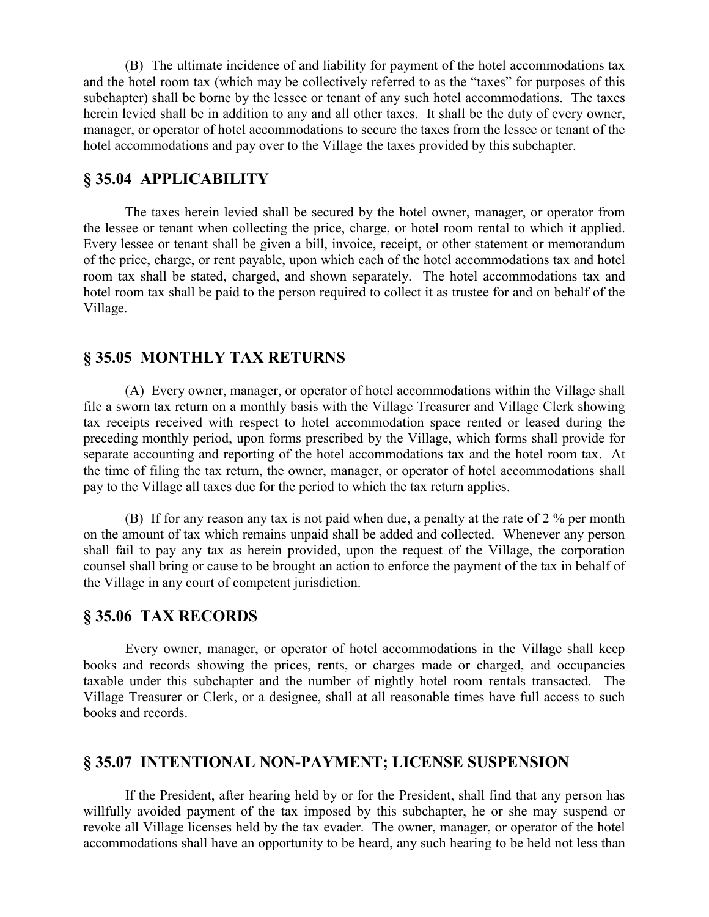(B) The ultimate incidence of and liability for payment of the hotel accommodations tax and the hotel room tax (which may be collectively referred to as the "taxes" for purposes of this subchapter) shall be borne by the lessee or tenant of any such hotel accommodations. The taxes herein levied shall be in addition to any and all other taxes. It shall be the duty of every owner, manager, or operator of hotel accommodations to secure the taxes from the lessee or tenant of the hotel accommodations and pay over to the Village the taxes provided by this subchapter.

## § 35.04 APPLICABILITY

The taxes herein levied shall be secured by the hotel owner, manager, or operator from the lessee or tenant when collecting the price, charge, or hotel room rental to which it applied. Every lessee or tenant shall be given a bill, invoice, receipt, or other statement or memorandum of the price, charge, or rent payable, upon which each of the hotel accommodations tax and hotel room tax shall be stated, charged, and shown separately. The hotel accommodations tax and hotel room tax shall be paid to the person required to collect it as trustee for and on behalf of the Village.

## § 35.05 MONTHLY TAX RETURNS

(A) Every owner, manager, or operator of hotel accommodations within the Village shall file a sworn tax return on a monthly basis with the Village Treasurer and Village Clerk showing tax receipts received with respect to hotel accommodation space rented or leased during the preceding monthly period, upon forms prescribed by the Village, which forms shall provide for separate accounting and reporting of the hotel accommodations tax and the hotel room tax. At the time of filing the tax return, the owner, manager, or operator of hotel accommodations shall pay to the Village all taxes due for the period to which the tax return applies.

(B) If for any reason any tax is not paid when due, a penalty at the rate of 2 % per month on the amount of tax which remains unpaid shall be added and collected. Whenever any person shall fail to pay any tax as herein provided, upon the request of the Village, the corporation counsel shall bring or cause to be brought an action to enforce the payment of the tax in behalf of the Village in any court of competent jurisdiction.

## § 35.06 TAX RECORDS

Every owner, manager, or operator of hotel accommodations in the Village shall keep books and records showing the prices, rents, or charges made or charged, and occupancies taxable under this subchapter and the number of nightly hotel room rentals transacted. The Village Treasurer or Clerk, or a designee, shall at all reasonable times have full access to such books and records.

## § 35.07 INTENTIONAL NON-PAYMENT; LICENSE SUSPENSION

If the President, after hearing held by or for the President, shall find that any person has willfully avoided payment of the tax imposed by this subchapter, he or she may suspend or revoke all Village licenses held by the tax evader. The owner, manager, or operator of the hotel accommodations shall have an opportunity to be heard, any such hearing to be held not less than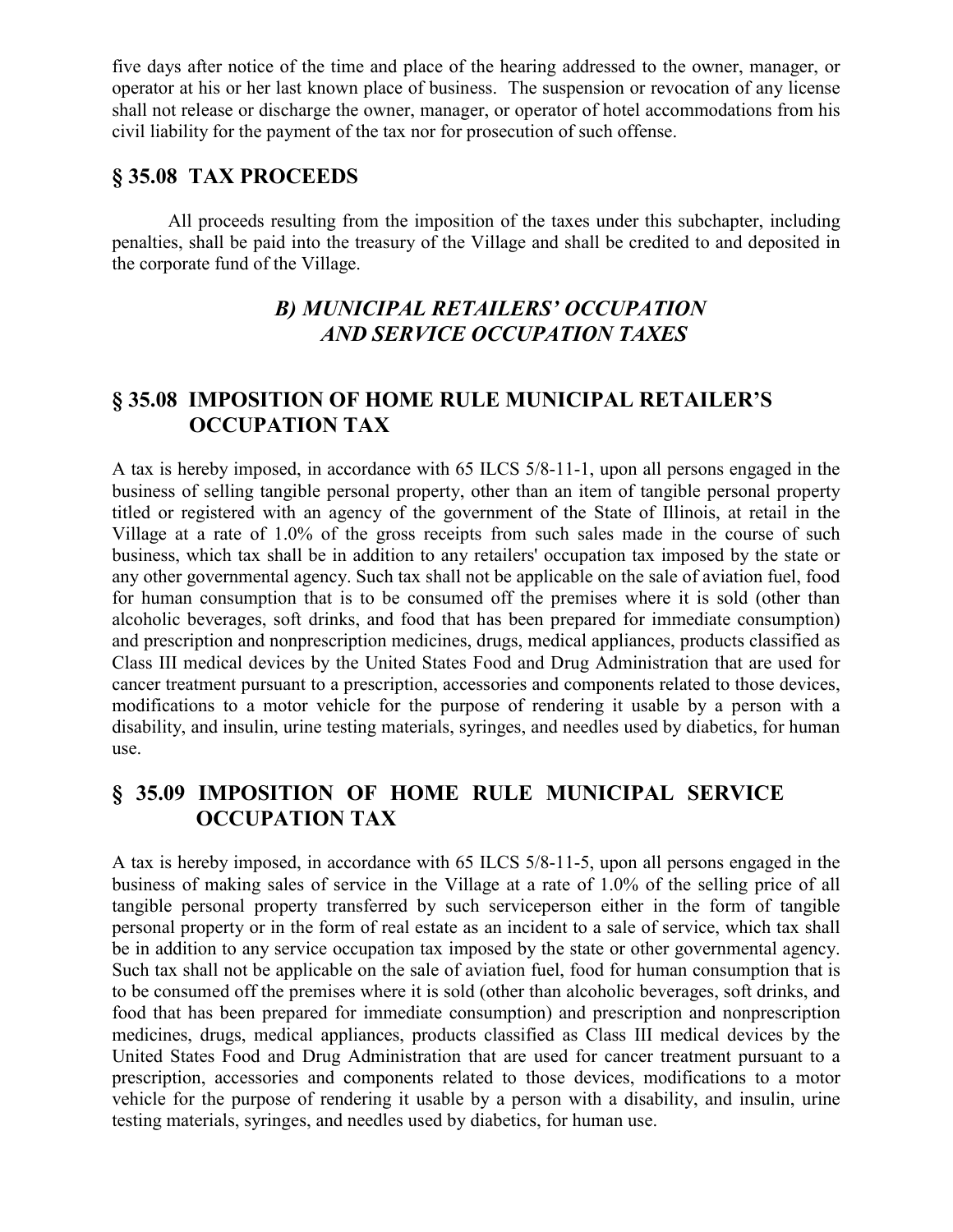five days after notice of the time and place of the hearing addressed to the owner, manager, or operator at his or her last known place of business. The suspension or revocation of any license shall not release or discharge the owner, manager, or operator of hotel accommodations from his civil liability for the payment of the tax nor for prosecution of such offense.

## § 35.08 TAX PROCEEDS

All proceeds resulting from the imposition of the taxes under this subchapter, including penalties, shall be paid into the treasury of the Village and shall be credited to and deposited in the corporate fund of the Village.

## *B) MUNICIPAL RETAILERS' OCCUPATION AND SERVICE OCCUPATION TAXES*

## § 35.08 IMPOSITION OF HOME RULE MUNICIPAL RETAILER'S OCCUPATION TAX

A tax is hereby imposed, in accordance with 65 ILCS 5/8-11-1, upon all persons engaged in the business of selling tangible personal property, other than an item of tangible personal property titled or registered with an agency of the government of the State of Illinois, at retail in the Village at a rate of 1.0% of the gross receipts from such sales made in the course of such business, which tax shall be in addition to any retailers' occupation tax imposed by the state or any other governmental agency. Such tax shall not be applicable on the sale of aviation fuel, food for human consumption that is to be consumed off the premises where it is sold (other than alcoholic beverages, soft drinks, and food that has been prepared for immediate consumption) and prescription and nonprescription medicines, drugs, medical appliances, products classified as Class III medical devices by the United States Food and Drug Administration that are used for cancer treatment pursuant to a prescription, accessories and components related to those devices, modifications to a motor vehicle for the purpose of rendering it usable by a person with a disability, and insulin, urine testing materials, syringes, and needles used by diabetics, for human use.

## § 35.09 IMPOSITION OF HOME RULE MUNICIPAL SERVICE OCCUPATION TAX

A tax is hereby imposed, in accordance with 65 ILCS 5/8-11-5, upon all persons engaged in the business of making sales of service in the Village at a rate of 1.0% of the selling price of all tangible personal property transferred by such serviceperson either in the form of tangible personal property or in the form of real estate as an incident to a sale of service, which tax shall be in addition to any service occupation tax imposed by the state or other governmental agency. Such tax shall not be applicable on the sale of aviation fuel, food for human consumption that is to be consumed off the premises where it is sold (other than alcoholic beverages, soft drinks, and food that has been prepared for immediate consumption) and prescription and nonprescription medicines, drugs, medical appliances, products classified as Class III medical devices by the United States Food and Drug Administration that are used for cancer treatment pursuant to a prescription, accessories and components related to those devices, modifications to a motor vehicle for the purpose of rendering it usable by a person with a disability, and insulin, urine testing materials, syringes, and needles used by diabetics, for human use.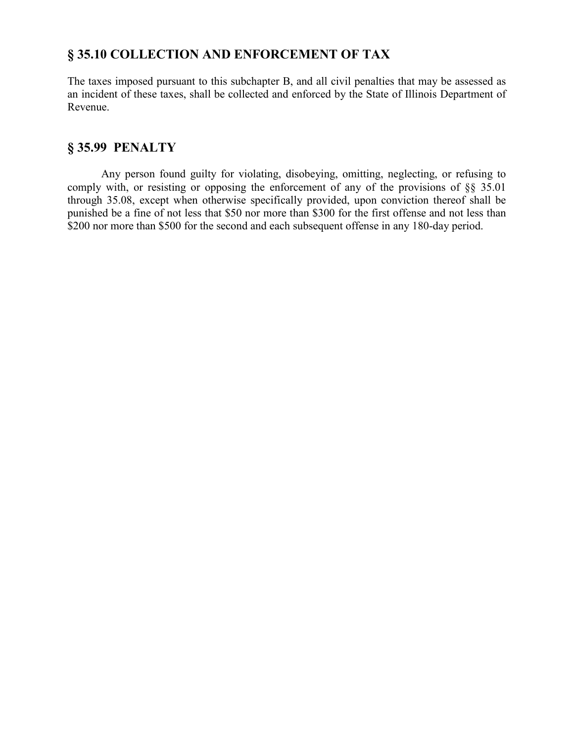## § 35.10 COLLECTION AND ENFORCEMENT OF TAX

The taxes imposed pursuant to this subchapter B, and all civil penalties that may be assessed as an incident of these taxes, shall be collected and enforced by the State of Illinois Department of Revenue.

## § 35.99 PENALTY

Any person found guilty for violating, disobeying, omitting, neglecting, or refusing to comply with, or resisting or opposing the enforcement of any of the provisions of §§ 35.01 through 35.08, except when otherwise specifically provided, upon conviction thereof shall be punished be a fine of not less that $50 nor more than $300 for the first offense and not less than $200 nor more than $500 for the second and each subsequent offense in any 180-day period.